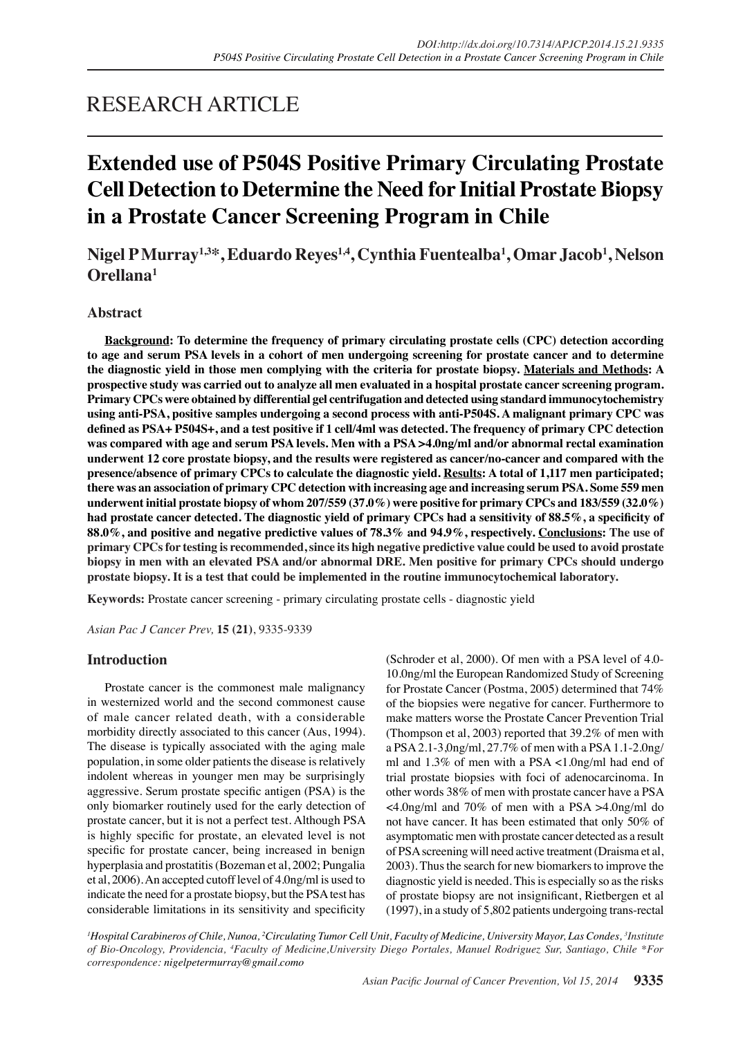RESEARCH ARTICLE

# Extended use of P504S Positive Primary Circulating Prostate Cell Detection to Determine the Need for Initial Prostate Biopsy in a Prostate Cancer Screening Program in Chile

**Nigel P Murray[1,3]*, Eduardo Reyes[1,4], Cynthia Fuentealba[1], Omar Jacob[1], Nelson Orellana[1]**

## Abstract

**Background: To determine the frequency of primary circulating prostate cells (CPC) detection according to age and serum PSA levels in a cohort of men undergoing screening for prostate cancer and to determine the diagnostic yield in those men complying with the criteria for prostate biopsy. Materials and Methods: A prospective study was carried out to analyze all men evaluated in a hospital prostate cancer screening program. Primary CPCs were obtained by differential gel centrifugation and detected using standard immunocytochemistry using anti-PSA, positive samples undergoing a second process with anti-P504S. A malignant primary CPC was defined as PSA+ P504S+, and a test positive if 1 cell/4ml was detected. The frequency of primary CPC detection was compared with age and serum PSA levels. Men with a PSA >4.0ng/ml and/or abnormal rectal examination underwent 12 core prostate biopsy, and the results were registered as cancer/no-cancer and compared with the presence/absence of primary CPCs to calculate the diagnostic yield. Results: A total of 1,117 men participated; there was an association of primary CPC detection with increasing age and increasing serum PSA. Some 559 men underwent initial prostate biopsy of whom 207/559 (37.0%) were positive for primary CPCs and 183/559 (32.0%) had prostate cancer detected. The diagnostic yield of primary CPCs had a sensitivity of 88.5%, a specificity of 88.0%, and positive and negative predictive values of 78.3% and 94.9%, respectively. Conclusions: The use of primary CPCs for testing is recommended, since its high negative predictive value could be used to avoid prostate biopsy in men with an elevated PSA and/or abnormal DRE. Men positive for primary CPCs should undergo prostate biopsy. It is a test that could be implemented in the routine immunocytochemical laboratory.**

**Keywords:** Prostate cancer screening - primary circulating prostate cells - diagnostic yield

## Introduction

Prostate cancer is the commonest male malignancy in westernized world and the second commonest cause of male cancer related death, with a considerable morbidity directly associated to this cancer (Aus, 1994). The disease is typically associated with the aging male population, in some older patients the disease is relatively indolent whereas in younger men may be surprisingly aggressive. Serum prostate specific antigen (PSA) is the only biomarker routinely used for the early detection of prostate cancer, but it is not a perfect test. Although PSA is highly specific for prostate, an elevated level is not specific for prostate cancer, being increased in benign hyperplasia and prostatitis (Bozeman et al, 2002; Pungalia et al, 2006). An accepted cutoff level of 4.0ng/ml is used to indicate the need for a prostate biopsy, but the PSA test has considerable limitations in its sensitivity and specificity (Schroder et al, 2000). Of men with a PSA level of 4.0-10.0ng/ml the European Randomized Study of Screening for Prostate Cancer (Postma, 2005) determined that 74% of the biopsies were negative for cancer. Furthermore to make matters worse the Prostate Cancer Prevention Trial (Thompson et al, 2003) reported that 39.2% of men with a PSA 2.1-3.0ng/ml, 27.7% of men with a PSA 1.1-2.0ng/ml and 1.3% of men with a PSA <1.0ng/ml had end of trial prostate biopsies with foci of adenocarcinoma. In other words 38% of men with prostate cancer have a PSA <4.0ng/ml and 70% of men with a PSA >4.0ng/ml do not have cancer. It has been estimated that only 50% of asymptomatic men with prostate cancer detected as a result of PSA screening will need active treatment (Draisma et al, 2003). Thus the search for new biomarkers to improve the diagnostic yield is needed. This is especially so as the risks of prostate biopsy are not insignificant, Rietbergen et al (1997), in a study of 5,802 patients undergoing trans-rectal

[1]Hospital Carabineros of Chile, Nunoa, [2]Circulating Tumor Cell Unit, Faculty of Medicine, University Mayor, Las Condes, [3]Institute of Bio-Oncology, Providencia, [4]Faculty of Medicine, University Diego Portales, Manuel Rodriguez Sur, Santiago, Chile *For correspondence: nigelpetermurray@gmail.como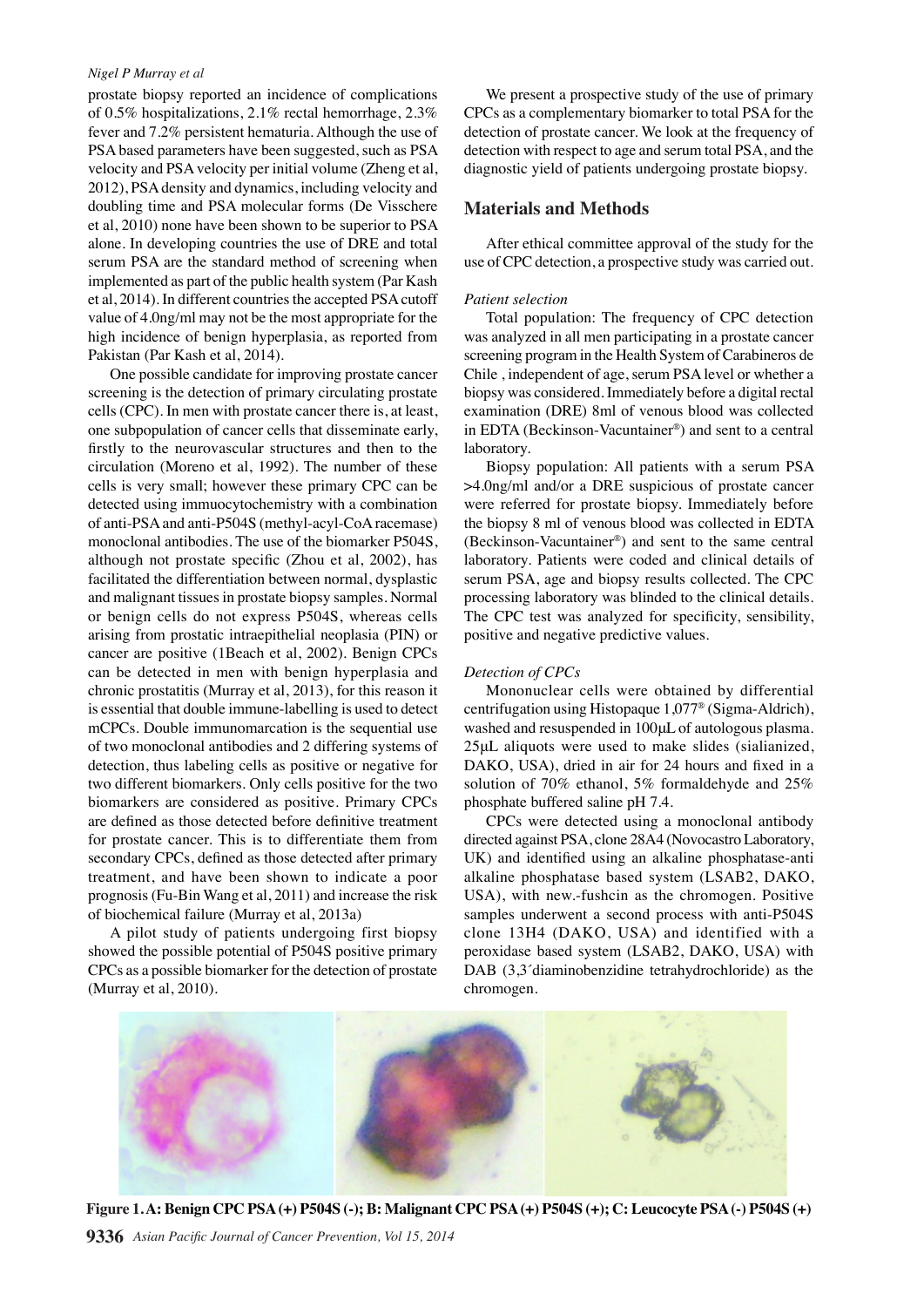prostate biopsy reported an incidence of complications of 0.5% hospitalizations, 2.1% rectal hemorrhage, 2.3% fever and 7.2% persistent hematuria. Although the use of PSA based parameters have been suggested, such as PSA velocity and PSA velocity per initial volume (Zheng et al, 2012), PSA density and dynamics, including velocity and doubling time and PSA molecular forms (De Visschere et al, 2010) none have been shown to be superior to PSA alone. In developing countries the use of DRE and total serum PSA are the standard method of screening when implemented as part of the public health system (Par Kash et al, 2014). In different countries the accepted PSA cutoff value of 4.0ng/ml may not be the most appropriate for the high incidence of benign hyperplasia, as reported from Pakistan (Par Kash et al, 2014).

One possible candidate for improving prostate cancer screening is the detection of primary circulating prostate cells (CPC). In men with prostate cancer there is, at least, one subpopulation of cancer cells that disseminate early, firstly to the neurovascular structures and then to the circulation (Moreno et al, 1992). The number of these cells is very small; however these primary CPC can be detected using immuocytochemistry with a combination of anti-PSA and anti-P504S (methyl-acyl-CoA racemase) monoclonal antibodies. The use of the biomarker P504S, although not prostate specific (Zhou et al, 2002), has facilitated the differentiation between normal, dysplastic and malignant tissues in prostate biopsy samples. Normal or benign cells do not express P504S, whereas cells arising from prostatic intraepithelial neoplasia (PIN) or cancer are positive (1Beach et al, 2002). Benign CPCs can be detected in men with benign hyperplasia and chronic prostatitis (Murray et al, 2013), for this reason it is essential that double immune-labelling is used to detect mCPCs. Double immunomarcation is the sequential use of two monoclonal antibodies and 2 differing systems of detection, thus labeling cells as positive or negative for two different biomarkers. Only cells positive for the two biomarkers are considered as positive. Primary CPCs are defined as those detected before definitive treatment for prostate cancer. This is to differentiate them from secondary CPCs, defined as those detected after primary treatment, and have been shown to indicate a poor prognosis (Fu-Bin Wang et al, 2011) and increase the risk of biochemical failure (Murray et al, 2013a)

A pilot study of patients undergoing first biopsy showed the possible potential of P504S positive primary CPCs as a possible biomarker for the detection of prostate (Murray et al, 2010).

We present a prospective study of the use of primary CPCs as a complementary biomarker to total PSA for the detection of prostate cancer. We look at the frequency of detection with respect to age and serum total PSA, and the diagnostic yield of patients undergoing prostate biopsy.

## Materials and Methods

After ethical committee approval of the study for the use of CPC detection, a prospective study was carried out.

*Patient selection*

Total population: The frequency of CPC detection was analyzed in all men participating in a prostate cancer screening program in the Health System of Carabineros de Chile , independent of age, serum PSA level or whether a biopsy was considered. Immediately before a digital rectal examination (DRE) 8ml of venous blood was collected in EDTA (Beckinson-Vacuntainer®) and sent to a central laboratory.

Biopsy population: All patients with a serum PSA >4.0ng/ml and/or a DRE suspicious of prostate cancer were referred for prostate biopsy. Immediately before the biopsy 8 ml of venous blood was collected in EDTA (Beckinson-Vacuntainer®) and sent to the same central laboratory. Patients were coded and clinical details of serum PSA, age and biopsy results collected. The CPC processing laboratory was blinded to the clinical details. The CPC test was analyzed for specificity, sensibility, positive and negative predictive values.

*Detection of CPCs*

Mononuclear cells were obtained by differential centrifugation using Histopaque 1,077® (Sigma-Aldrich), washed and resuspended in 100μL of autologous plasma. 25μL aliquots were used to make slides (sialianized, DAKO, USA), dried in air for 24 hours and fixed in a solution of 70% ethanol, 5% formaldehyde and 25% phosphate buffered saline pH 7.4.

CPCs were detected using a monoclonal antibody directed against PSA, clone 28A4 (Novocastro Laboratory, UK) and identified using an alkaline phosphatase-anti alkaline phosphatase based system (LSAB2, DAKO, USA), with new.-fushcin as the chromogen. Positive samples underwent a second process with anti-P504S clone 13H4 (DAKO, USA) and identified with a peroxidase based system (LSAB2, DAKO, USA) with DAB (3,3´diaminobenzidine tetrahydrochloride) as the chromogen.

**Figure 1. A: Benign CPC PSA (+) P504S (-); B: Malignant CPC PSA (+) P504S (+); C: Leucocyte PSA (-) P504S (+)**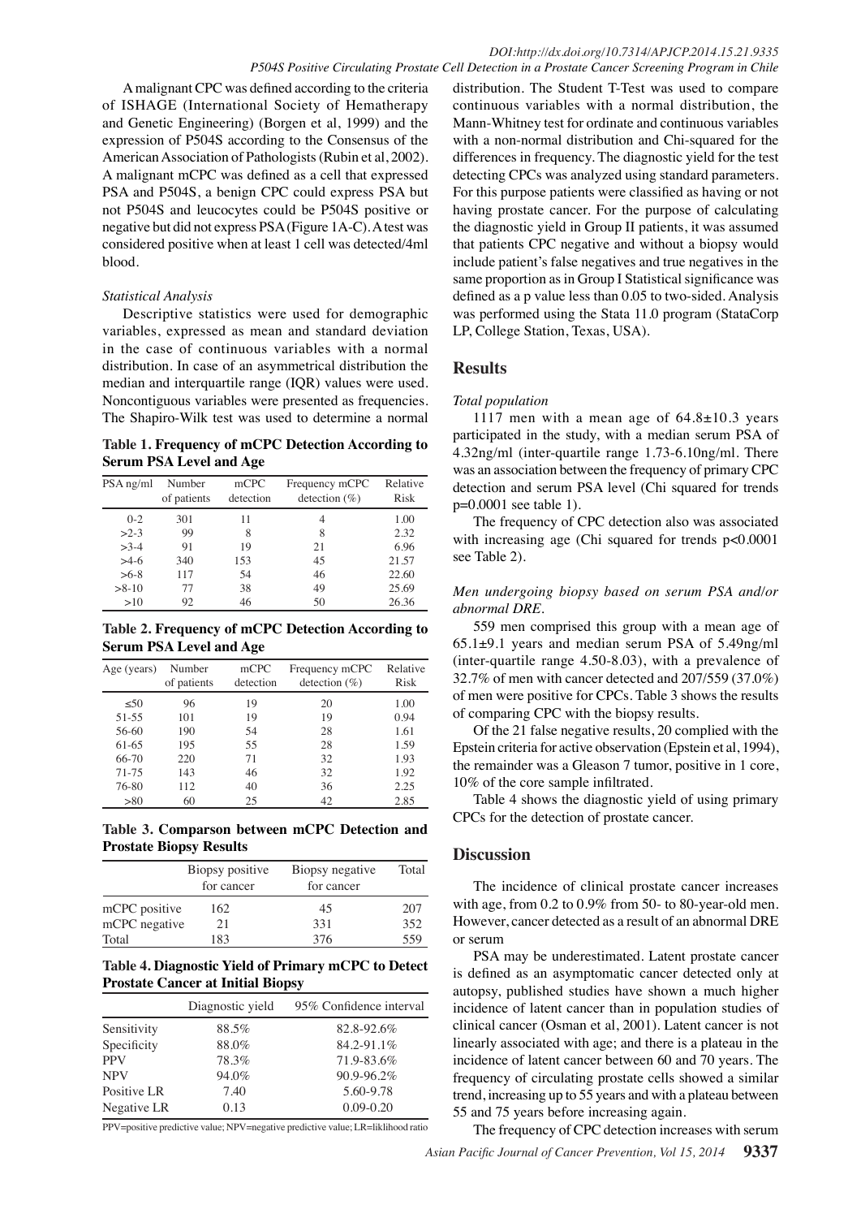A malignant CPC was defined according to the criteria of ISHAGE (International Society of Hematherapy and Genetic Engineering) (Borgen et al, 1999) and the expression of P504S according to the Consensus of the American Association of Pathologists (Rubin et al, 2002). A malignant mCPC was defined as a cell that expressed PSA and P504S, a benign CPC could express PSA but not P504S and leucocytes could be P504S positive or negative but did not express PSA (Figure 1A-C). A test was considered positive when at least 1 cell was detected/4ml blood.

*Statistical Analysis*

Descriptive statistics were used for demographic variables, expressed as mean and standard deviation in the case of continuous variables with a normal distribution. In case of an asymmetrical distribution the median and interquartile range (IQR) values were used. Noncontiguous variables were presented as frequencies. The Shapiro-Wilk test was used to determine a normal distribution. The Student T-Test was used to compare continuous variables with a normal distribution, the Mann-Whitney test for ordinate and continuous variables with a non-normal distribution and Chi-squared for the differences in frequency. The diagnostic yield for the test detecting CPCs was analyzed using standard parameters. For this purpose patients were classified as having or not having prostate cancer. For the purpose of calculating the diagnostic yield in Group II patients, it was assumed that patients CPC negative and without a biopsy would include patient's false negatives and true negatives in the same proportion as in Group I Statistical significance was defined as a p value less than 0.05 to two-sided. Analysis was performed using the Stata 11.0 program (StataCorp LP, College Station, Texas, USA).

**Table 1. Frequency of mCPC Detection According to Serum PSA Level and Age**

| PSA ng/ml | Number of patients | mCPC detection | Frequency mCPC detection (%) | Relative Risk |
|---|---|---|---|---|
| 0-2 | 301 | 11 | 4 | 1.00 |
| >2-3 | 99 | 8 | 8 | 2.32 |
| >3-4 | 91 | 19 | 21 | 6.96 |
| >4-6 | 340 | 153 | 45 | 21.57 |
| >6-8 | 117 | 54 | 46 | 22.60 |
| >8-10 | 77 | 38 | 49 | 25.69 |
| >10 | 92 | 46 | 50 | 26.36 |

**Table 2. Frequency of mCPC Detection According to Serum PSA Level and Age**

| Age (years) | Number of patients | mCPC detection | Frequency mCPC detection (%) | Relative Risk |
|---|---|---|---|---|
| ≤50 | 96 | 19 | 20 | 1.00 |
| 51-55 | 101 | 19 | 19 | 0.94 |
| 56-60 | 190 | 54 | 28 | 1.61 |
| 61-65 | 195 | 55 | 28 | 1.59 |
| 66-70 | 220 | 71 | 32 | 1.93 |
| 71-75 | 143 | 46 | 32 | 1.92 |
| 76-80 | 112 | 40 | 36 | 2.25 |
| >80 | 60 | 25 | 42 | 2.85 |

**Table 3. Comparson between mCPC Detection and Prostate Biopsy Results**

| | Biopsy positive for cancer | Biopsy negative for cancer | Total |
|---|---|---|---|
| mCPC positive | 162 | 45 | 207 |
| mCPC negative | 21 | 331 | 352 |
| Total | 183 | 376 | 559 |

**Table 4. Diagnostic Yield of Primary mCPC to Detect Prostate Cancer at Initial Biopsy**

| | Diagnostic yield | 95% Confidence interval |
|---|---|---|
| Sensitivity | 88.5% | 82.8-92.6% |
| Specificity | 88.0% | 84.2-91.1% |
| PPV | 78.3% | 71.9-83.6% |
| NPV | 94.0% | 90.9-96.2% |
| Positive LR | 7.40 | 5.60-9.78 |
| Negative LR | 0.13 | 0.09-0.20 |

PPV=positive predictive value; NPV=negative predictive value; LR=liklihood ratio

## Results

*Total population*

1117 men with a mean age of 64.8±10.3 years participated in the study, with a median serum PSA of 4.32ng/ml (inter-quartile range 1.73-6.10ng/ml. There was an association between the frequency of primary CPC detection and serum PSA level (Chi squared for trends p=0.0001 see table 1).

The frequency of CPC detection also was associated with increasing age (Chi squared for trends p<0.0001 see Table 2).

*Men undergoing biopsy based on serum PSA and/or abnormal DRE.*

559 men comprised this group with a mean age of 65.1±9.1 years and median serum PSA of 5.49ng/ml (inter-quartile range 4.50-8.03), with a prevalence of 32.7% of men with cancer detected and 207/559 (37.0%) of men were positive for CPCs. Table 3 shows the results of comparing CPC with the biopsy results.

Of the 21 false negative results, 20 complied with the Epstein criteria for active observation (Epstein et al, 1994), the remainder was a Gleason 7 tumor, positive in 1 core, 10% of the core sample infiltrated.

Table 4 shows the diagnostic yield of using primary CPCs for the detection of prostate cancer.

## Discussion

The incidence of clinical prostate cancer increases with age, from 0.2 to 0.9% from 50- to 80-year-old men. However, cancer detected as a result of an abnormal DRE or serum

PSA may be underestimated. Latent prostate cancer is defined as an asymptomatic cancer detected only at autopsy, published studies have shown a much higher incidence of latent cancer than in population studies of clinical cancer (Osman et al, 2001). Latent cancer is not linearly associated with age; and there is a plateau in the incidence of latent cancer between 60 and 70 years. The frequency of circulating prostate cells showed a similar trend, increasing up to 55 years and with a plateau between 55 and 75 years before increasing again.

The frequency of CPC detection increases with serum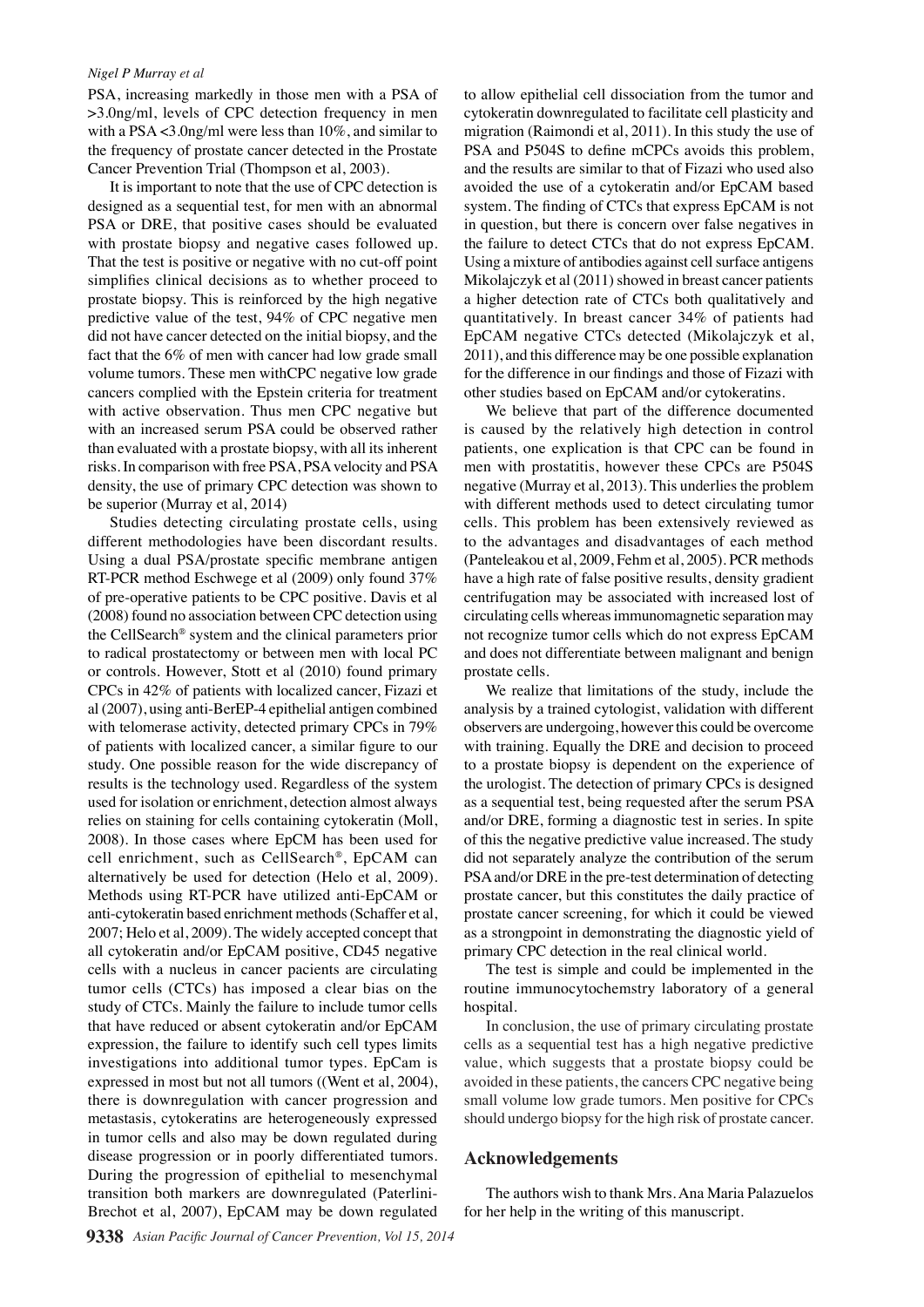PSA, increasing markedly in those men with a PSA of >3.0ng/ml, levels of CPC detection frequency in men with a PSA <3.0ng/ml were less than 10%, and similar to the frequency of prostate cancer detected in the Prostate Cancer Prevention Trial (Thompson et al, 2003).

It is important to note that the use of CPC detection is designed as a sequential test, for men with an abnormal PSA or DRE, that positive cases should be evaluated with prostate biopsy and negative cases followed up. That the test is positive or negative with no cut-off point simplifies clinical decisions as to whether proceed to prostate biopsy. This is reinforced by the high negative predictive value of the test, 94% of CPC negative men did not have cancer detected on the initial biopsy, and the fact that the 6% of men with cancer had low grade small volume tumors. These men withCPC negative low grade cancers complied with the Epstein criteria for treatment with active observation. Thus men CPC negative but with an increased serum PSA could be observed rather than evaluated with a prostate biopsy, with all its inherent risks. In comparison with free PSA, PSA velocity and PSA density, the use of primary CPC detection was shown to be superior (Murray et al, 2014)

Studies detecting circulating prostate cells, using different methodologies have been discordant results. Using a dual PSA/prostate specific membrane antigen RT-PCR method Eschwege et al (2009) only found 37% of pre-operative patients to be CPC positive. Davis et al (2008) found no association between CPC detection using the CellSearch® system and the clinical parameters prior to radical prostatectomy or between men with local PC or controls. However, Stott et al (2010) found primary CPCs in 42% of patients with localized cancer, Fizazi et al (2007), using anti-BerEP-4 epithelial antigen combined with telomerase activity, detected primary CPCs in 79% of patients with localized cancer, a similar figure to our study. One possible reason for the wide discrepancy of results is the technology used. Regardless of the system used for isolation or enrichment, detection almost always relies on staining for cells containing cytokeratin (Moll, 2008). In those cases where EpCM has been used for cell enrichment, such as CellSearch®, EpCAM can alternatively be used for detection (Helo et al, 2009). Methods using RT-PCR have utilized anti-EpCAM or anti-cytokeratin based enrichment methods (Schaffer et al, 2007; Helo et al, 2009). The widely accepted concept that all cytokeratin and/or EpCAM positive, CD45 negative cells with a nucleus in cancer pacients are circulating tumor cells (CTCs) has imposed a clear bias on the study of CTCs. Mainly the failure to include tumor cells that have reduced or absent cytokeratin and/or EpCAM expression, the failure to identify such cell types limits investigations into additional tumor types. EpCam is expressed in most but not all tumors ((Went et al, 2004), there is downregulation with cancer progression and metastasis, cytokeratins are heterogeneously expressed in tumor cells and also may be down regulated during disease progression or in poorly differentiated tumors. During the progression of epithelial to mesenchymal transition both markers are downregulated (Paterlini-Brechot et al, 2007), EpCAM may be down regulated to allow epithelial cell dissociation from the tumor and cytokeratin downregulated to facilitate cell plasticity and migration (Raimondi et al, 2011). In this study the use of PSA and P504S to define mCPCs avoids this problem, and the results are similar to that of Fizazi who used also avoided the use of a cytokeratin and/or EpCAM based system. The finding of CTCs that express EpCAM is not in question, but there is concern over false negatives in the failure to detect CTCs that do not express EpCAM. Using a mixture of antibodies against cell surface antigens Mikolajczyk et al (2011) showed in breast cancer patients a higher detection rate of CTCs both qualitatively and quantitatively. In breast cancer 34% of patients had EpCAM negative CTCs detected (Mikolajczyk et al, 2011), and this difference may be one possible explanation for the difference in our findings and those of Fizazi with other studies based on EpCAM and/or cytokeratins.

We believe that part of the difference documented is caused by the relatively high detection in control patients, one explication is that CPC can be found in men with prostatitis, however these CPCs are P504S negative (Murray et al, 2013). This underlies the problem with different methods used to detect circulating tumor cells. This problem has been extensively reviewed as to the advantages and disadvantages of each method (Panteleakou et al, 2009, Fehm et al, 2005). PCR methods have a high rate of false positive results, density gradient centrifugation may be associated with increased lost of circulating cells whereas immunomagnetic separation may not recognize tumor cells which do not express EpCAM and does not differentiate between malignant and benign prostate cells.

We realize that limitations of the study, include the analysis by a trained cytologist, validation with different observers are undergoing, however this could be overcome with training. Equally the DRE and decision to proceed to a prostate biopsy is dependent on the experience of the urologist. The detection of primary CPCs is designed as a sequential test, being requested after the serum PSA and/or DRE, forming a diagnostic test in series. In spite of this the negative predictive value increased. The study did not separately analyze the contribution of the serum PSA and/or DRE in the pre-test determination of detecting prostate cancer, but this constitutes the daily practice of prostate cancer screening, for which it could be viewed as a strongpoint in demonstrating the diagnostic yield of primary CPC detection in the real clinical world.

The test is simple and could be implemented in the routine immunocytochemstry laboratory of a general hospital.

In conclusion, the use of primary circulating prostate cells as a sequential test has a high negative predictive value, which suggests that a prostate biopsy could be avoided in these patients, the cancers CPC negative being small volume low grade tumors. Men positive for CPCs should undergo biopsy for the high risk of prostate cancer.

## Acknowledgements

The authors wish to thank Mrs. Ana Maria Palazuelos for her help in the writing of this manuscript.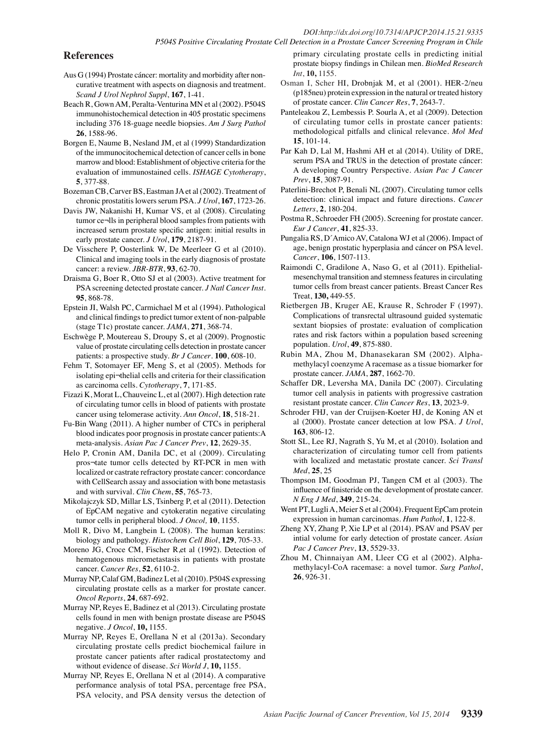## References

Aus G (1994) Prostate cáncer: mortality and morbidity after non-curative treatment with aspects on diagnosis and treatment. *Scand J Urol Nephrol Suppl*, **167**, 1-41.

Beach R, Gown AM, Peralta-Venturina MN et al (2002). P504S immunohistochemical detection in 405 prostatic specimens including 376 18-guage needle biopsies. *Am J Surg Pathol* **26**, 1588-96.

Borgen E, Naume B, Nesland JM, et al (1999) Standardization of the immunocitochemical detection of cancer cells in bone marrow and blood: Establishment of objective criteria for the evaluation of immunostained cells. *ISHAGE Cytotherapy*, **5**, 377-88.

Bozeman CB, Carver BS, Eastman JA et al (2002). Treatment of chronic prostatitis lowers serum PSA. *J Urol*, **167**, 1723-26.

Davis JW, Nakanishi H, Kumar VS, et al (2008). Circulating tumor ce¬lls in peripheral blood samples from patients with increased serum prostate specific antigen: initial results in early prostate cancer. *J Urol*, **179**, 2187-91.

De Visschere P, Oosterlink W, De Meerleer G et al (2010). Clinical and imaging tools in the early diagnosis of prostate cancer: a review. *JBR-BTR*, **93**, 62-70.

Draisma G, Boer R, Otto SJ et al (2003). Active treatment for PSA screening detected prostate cancer. *J Natl Cancer Inst*. **95**, 868-78.

Epstein JI, Walsh PC, Carmichael M et al (1994). Pathological and clinical findings to predict tumor extent of non-palpable (stage T1c) prostate cancer. *JAMA*, **271**, 368-74.

Eschwège P, Moutereau S, Droupy S, et al (2009). Prognostic value of prostate circulating cells detection in prostate cancer patients: a prospective study. *Br J Cancer*. **100**, 608-10.

Fehm T, Sotomayer EF, Meng S, et al (2005). Methods for isolating epi¬thelial cells and criteria for their classification as carcinoma cells. *Cytotherapy*, **7**, 171-85.

Fizazi K, Morat L, Chauveinc L, et al (2007). High detection rate of circulating tumor cells in blood of patients with prostate cancer using telomerase activity. *Ann Oncol*, **18**, 518-21.

Fu-Bin Wang (2011). A higher number of CTCs in peripheral blood indicates poor prognosis in prostate cancer patients:A meta-analysis. *Asian Pac J Cancer Prev*, **12**, 2629-35.

Helo P, Cronin AM, Danila DC, et al (2009). Circulating pros¬tate tumor cells detected by RT-PCR in men with localized or castrate refractory prostate cancer: concordance with CellSearch assay and association with bone metastasis and with survival. *Clin Chem*, **55**, 765-73.

Mikolajczyk SD, Millar LS, Tsinberg P, et al (2011). Detection of EpCAM negative and cytokeratin negative circulating tumor cells in peripheral blood. *J Oncol,* **10**, 1155.

Moll R, Divo M, Langbein L (2008). The human keratins: biology and pathology. *Histochem Cell Biol*, **129**, 705-33.

Moreno JG, Croce CM, Fischer R,et al (1992). Detection of hematogenous micrometastasis in patients with prostate cancer. *Cancer Res*, **52**, 6110-2.

Murray NP, Calaf GM, Badinez L et al (2010). P504S expressing circulating prostate cells as a marker for prostate cancer. *Oncol Reports*, **24**, 687-692.

Murray NP, Reyes E, Badinez et al (2013). Circulating prostate cells found in men with benign prostate disease are P504S negative. *J Oncol*, **10,** 1155.

Murray NP, Reyes E, Orellana N et al (2013a). Secondary circulating prostate cells predict biochemical failure in prostate cancer patients after radical prostatectomy and without evidence of disease. *Sci World J*, **10,** 1155.

Murray NP, Reyes E, Orellana N et al (2014). A comparative performance analysis of total PSA, percentage free PSA, PSA velocity, and PSA density versus the detection of primary circulating prostate cells in predicting initial prostate biopsy findings in Chilean men. *BioMed Research Int*, **10,** 1155.

Osman I, Scher HI, Drobnjak M, et al (2001). HER-2/neu (p185neu) protein expression in the natural or treated history of prostate cancer. *Clin Cancer Res*, **7**, 2643-7.

Panteleakou Z, Lembessis P. Sourla A, et al (2009). Detection of circulating tumor cells in prostate cancer patients: methodological pitfalls and clinical relevance. *Mol Med* **15**, 101-14.

Par Kah D, Lal M, Hashmi AH et al (2014). Utility of DRE, serum PSA and TRUS in the detection of prostate cáncer: A developing Country Perspective. *Asian Pac J Cancer Prev*, **15**, 3087-91.

Paterlini-Brechot P, Benali NL (2007). Circulating tumor cells detection: clinical impact and future directions. *Cancer Letters*, **2**, 180-204.

Postma R, Schroeder FH (2005). Screening for prostate cancer. *Eur J Cancer*, **41**, 825-33.

Pungalia RS, D´Amico AV, Catalona WJ et al (2006). Impact of age, benign prostatic hyperplasia and cáncer on PSA level. *Cancer*, **106**, 1507-113.

Raimondi C, Gradilone A, Naso G, et al (2011). Epithelial-mesenchymal transition and stemness features in circulating tumor cells from breast cancer patients. Breast Cancer Res Treat, **130,** 449-55.

Rietbergen JB, Kruger AE, Krause R, Schroder F (1997). Complications of transrectal ultrasound guided systematic sextant biopsies of prostate: evaluation of complication rates and risk factors within a population based screening population. *Urol*, **49**, 875-880.

Rubin MA, Zhou M, Dhanasekaran SM (2002). Alpha-methylacyl coenzyme A racemase as a tissue biomarker for prostate cancer. *JAMA*, **287**, 1662-70.

Schaffer DR, Leversha MA, Danila DC (2007). Circulating tumor cell analysis in patients with progressive castration resistant prostate cancer. *Clin Cancer Res*, **13**, 2023-9.

Schroder FHJ, van der Cruijsen-Koeter HJ, de Koning AN et al (2000). Prostate cancer detection at low PSA. *J Urol*, **163**, 806-12.

Stott SL, Lee RJ, Nagrath S, Yu M, et al (2010). Isolation and characterization of circulating tumor cell from patients with localized and metastatic prostate cancer. *Sci Transl Med*, **25**, 25

Thompson IM, Goodman PJ, Tangen CM et al (2003). The influence of finisteride on the development of prostate cancer. *N Eng J Med*, **349**, 215-24.

Went PT, Lugli A, Meier S et al (2004). Frequent EpCam protein expression in human carcinomas. *Hum Pathol*, **1**, 122-8.

Zheng XY, Zhang P, Xie LP et al (2014). PSAV and PSAV per intial volume for early detection of prostate cancer. *Asian Pac J Cancer Prev*, **13**, 5529-33.

Zhou M, Chinnaiyan AM, Lleer CG et al (2002). Alpha-methylacyl-CoA racemase: a novel tumor. *Surg Pathol*, **26**, 926-31.